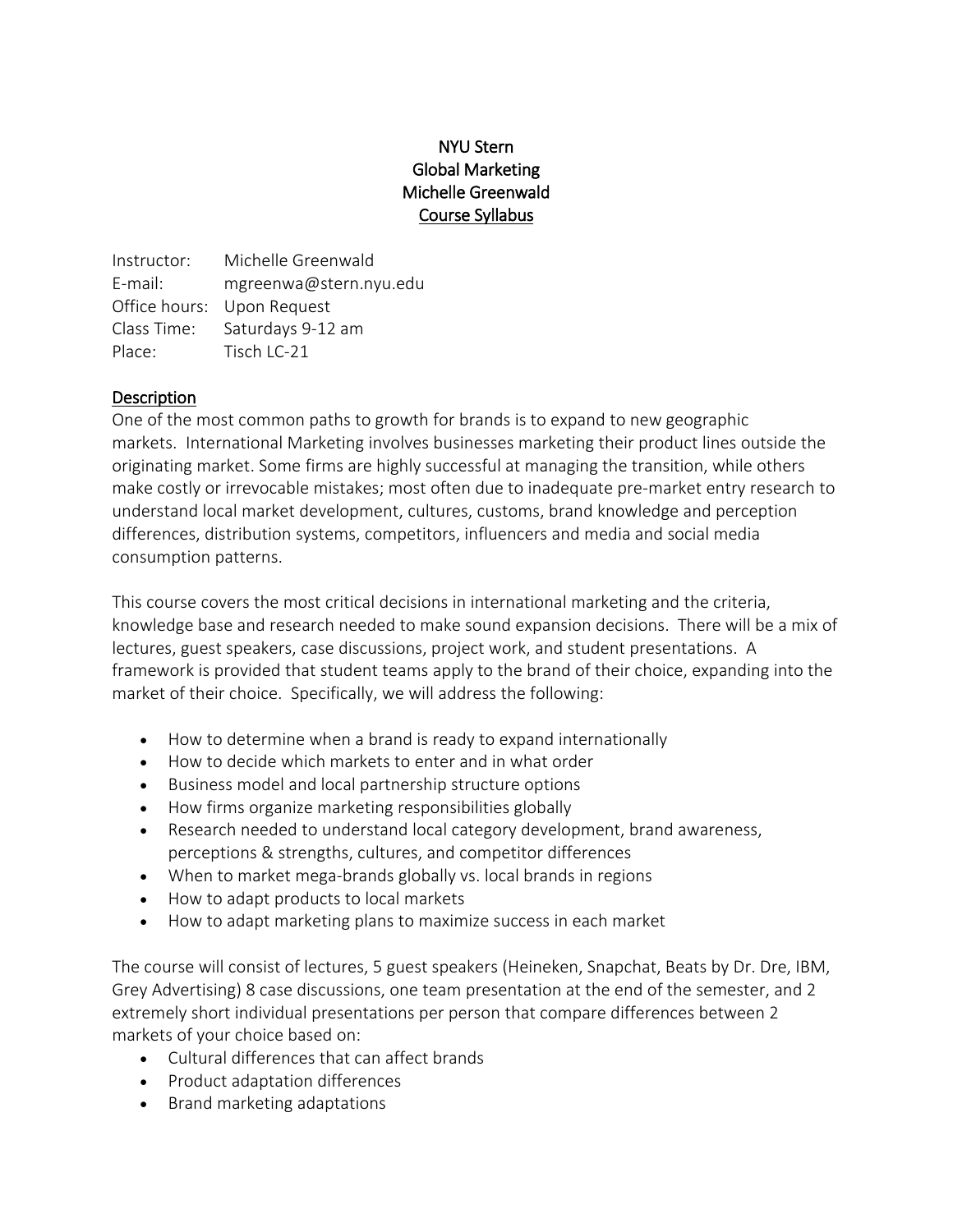# NYU Stern
# Global Marketing
# Michelle Greenwald
## Course Syllabus

Instructor: Michelle Greenwald
E-mail: mgreenwa@stern.nyu.edu
Office hours: Upon Request
Class Time: Saturdays 9-12 am
Place: Tisch LC-21

## Description

One of the most common paths to growth for brands is to expand to new geographic markets. International Marketing involves businesses marketing their product lines outside the originating market. Some firms are highly successful at managing the transition, while others make costly or irrevocable mistakes; most often due to inadequate pre-market entry research to understand local market development, cultures, customs, brand knowledge and perception differences, distribution systems, competitors, influencers and media and social media consumption patterns.

This course covers the most critical decisions in international marketing and the criteria, knowledge base and research needed to make sound expansion decisions. There will be a mix of lectures, guest speakers, case discussions, project work, and student presentations. A framework is provided that student teams apply to the brand of their choice, expanding into the market of their choice. Specifically, we will address the following:

- How to determine when a brand is ready to expand internationally
- How to decide which markets to enter and in what order
- Business model and local partnership structure options
- How firms organize marketing responsibilities globally
- Research needed to understand local category development, brand awareness, perceptions & strengths, cultures, and competitor differences
- When to market mega-brands globally vs. local brands in regions
- How to adapt products to local markets
- How to adapt marketing plans to maximize success in each market

The course will consist of lectures, 5 guest speakers (Heineken, Snapchat, Beats by Dr. Dre, IBM, Grey Advertising) 8 case discussions, one team presentation at the end of the semester, and 2 extremely short individual presentations per person that compare differences between 2 markets of your choice based on:

- Cultural differences that can affect brands
- Product adaptation differences
- Brand marketing adaptations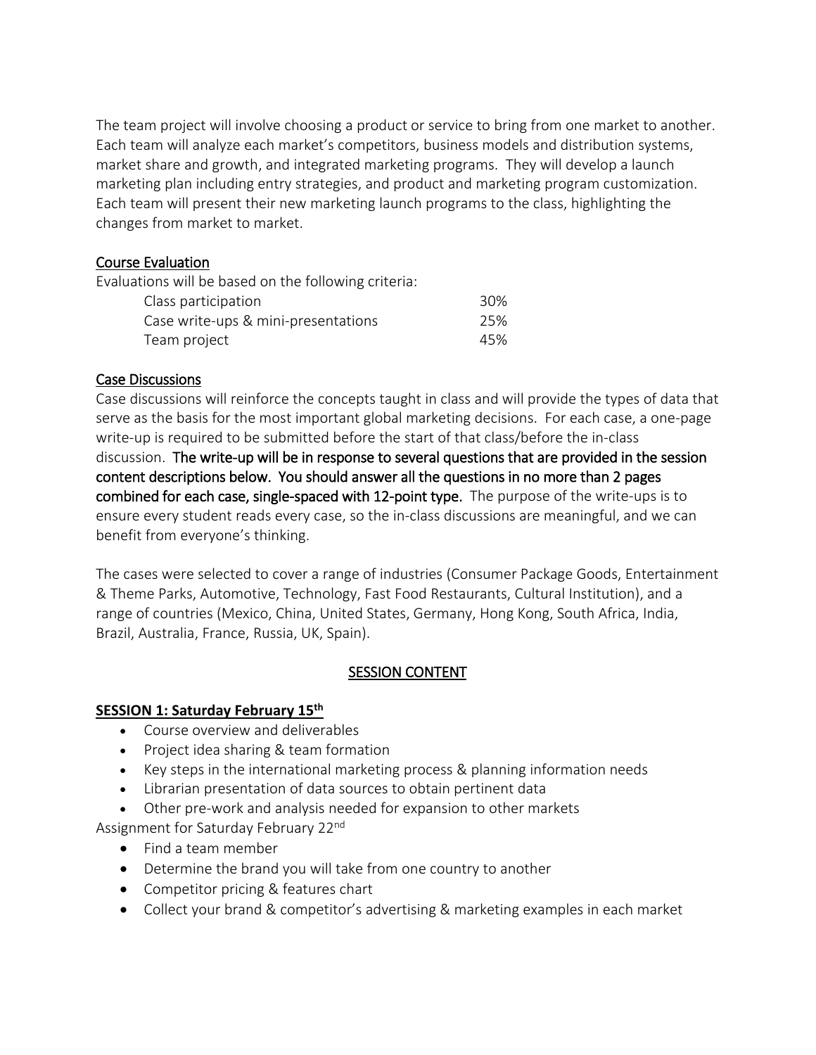The team project will involve choosing a product or service to bring from one market to another. Each team will analyze each market's competitors, business models and distribution systems, market share and growth, and integrated marketing programs. They will develop a launch marketing plan including entry strategies, and product and marketing program customization. Each team will present their new marketing launch programs to the class, highlighting the changes from market to market.

## Course Evaluation

Evaluations will be based on the following criteria:

| Criteria | Weight |
| --- | --- |
| Class participation | 30% |
| Case write-ups & mini-presentations | 25% |
| Team project | 45% |

## Case Discussions

Case discussions will reinforce the concepts taught in class and will provide the types of data that serve as the basis for the most important global marketing decisions. For each case, a one-page write-up is required to be submitted before the start of that class/before the in-class discussion. **The write-up will be in response to several questions that are provided in the session content descriptions below. You should answer all the questions in no more than 2 pages combined for each case, single-spaced with 12-point type.** The purpose of the write-ups is to ensure every student reads every case, so the in-class discussions are meaningful, and we can benefit from everyone's thinking.

The cases were selected to cover a range of industries (Consumer Package Goods, Entertainment & Theme Parks, Automotive, Technology, Fast Food Restaurants, Cultural Institution), and a range of countries (Mexico, China, United States, Germany, Hong Kong, South Africa, India, Brazil, Australia, France, Russia, UK, Spain).

## SESSION CONTENT

### SESSION 1: Saturday February 15th

- Course overview and deliverables
- Project idea sharing & team formation
- Key steps in the international marketing process & planning information needs
- Librarian presentation of data sources to obtain pertinent data
- Other pre-work and analysis needed for expansion to other markets

Assignment for Saturday February 22nd

- Find a team member
- Determine the brand you will take from one country to another
- Competitor pricing & features chart
- Collect your brand & competitor's advertising & marketing examples in each market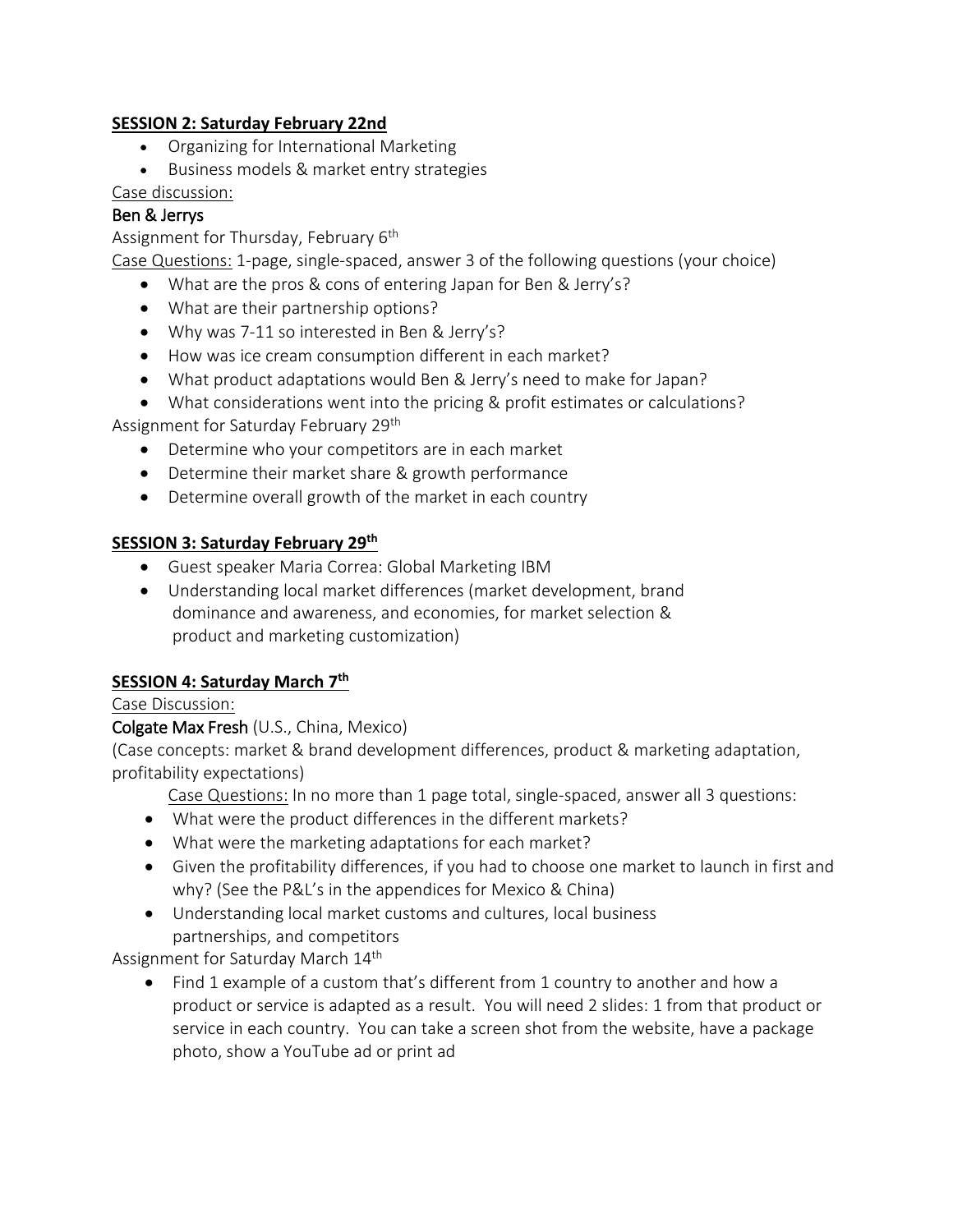**SESSION 2: Saturday February 22nd**

- Organizing for International Marketing
- Business models & market entry strategies

Case discussion:

Ben & Jerrys

Assignment for Thursday, February 6th

Case Questions: 1-page, single-spaced, answer 3 of the following questions (your choice)

- What are the pros & cons of entering Japan for Ben & Jerry's?
- What are their partnership options?
- Why was 7-11 so interested in Ben & Jerry's?
- How was ice cream consumption different in each market?
- What product adaptations would Ben & Jerry's need to make for Japan?
- What considerations went into the pricing & profit estimates or calculations?

Assignment for Saturday February 29th

- Determine who your competitors are in each market
- Determine their market share & growth performance
- Determine overall growth of the market in each country

**SESSION 3: Saturday February 29th**

- Guest speaker Maria Correa: Global Marketing IBM
- Understanding local market differences (market development, brand dominance and awareness, and economies, for market selection & product and marketing customization)

**SESSION 4: Saturday March 7th**

Case Discussion:

Colgate Max Fresh (U.S., China, Mexico)

(Case concepts: market & brand development differences, product & marketing adaptation, profitability expectations)

Case Questions: In no more than 1 page total, single-spaced, answer all 3 questions:

- What were the product differences in the different markets?
- What were the marketing adaptations for each market?
- Given the profitability differences, if you had to choose one market to launch in first and why? (See the P&L's in the appendices for Mexico & China)
- Understanding local market customs and cultures, local business partnerships, and competitors

Assignment for Saturday March 14th

- Find 1 example of a custom that's different from 1 country to another and how a product or service is adapted as a result. You will need 2 slides: 1 from that product or service in each country. You can take a screen shot from the website, have a package photo, show a YouTube ad or print ad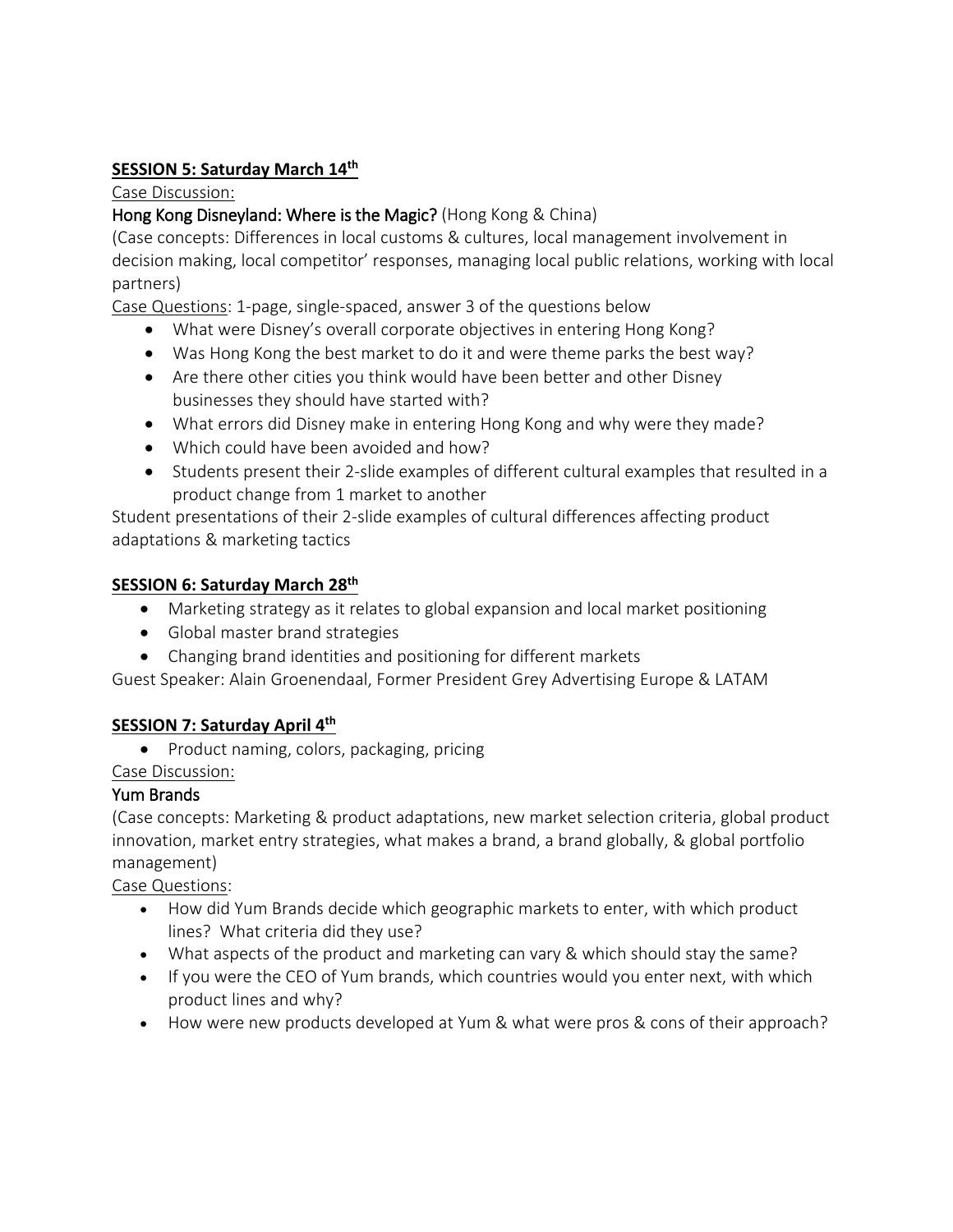**SESSION 5: Saturday March 14th**

Case Discussion:

Hong Kong Disneyland: Where is the Magic? (Hong Kong & China)

(Case concepts: Differences in local customs & cultures, local management involvement in decision making, local competitor' responses, managing local public relations, working with local partners)

Case Questions: 1-page, single-spaced, answer 3 of the questions below

- What were Disney's overall corporate objectives in entering Hong Kong?
- Was Hong Kong the best market to do it and were theme parks the best way?
- Are there other cities you think would have been better and other Disney businesses they should have started with?
- What errors did Disney make in entering Hong Kong and why were they made?
- Which could have been avoided and how?
- Students present their 2-slide examples of different cultural examples that resulted in a product change from 1 market to another

Student presentations of their 2-slide examples of cultural differences affecting product adaptations & marketing tactics

**SESSION 6: Saturday March 28th**

- Marketing strategy as it relates to global expansion and local market positioning
- Global master brand strategies
- Changing brand identities and positioning for different markets

Guest Speaker: Alain Groenendaal, Former President Grey Advertising Europe & LATAM

**SESSION 7: Saturday April 4th**

- Product naming, colors, packaging, pricing

Case Discussion:

Yum Brands

(Case concepts: Marketing & product adaptations, new market selection criteria, global product innovation, market entry strategies, what makes a brand, a brand globally, & global portfolio management)

Case Questions:

- How did Yum Brands decide which geographic markets to enter, with which product lines? What criteria did they use?
- What aspects of the product and marketing can vary & which should stay the same?
- If you were the CEO of Yum brands, which countries would you enter next, with which product lines and why?
- How were new products developed at Yum & what were pros & cons of their approach?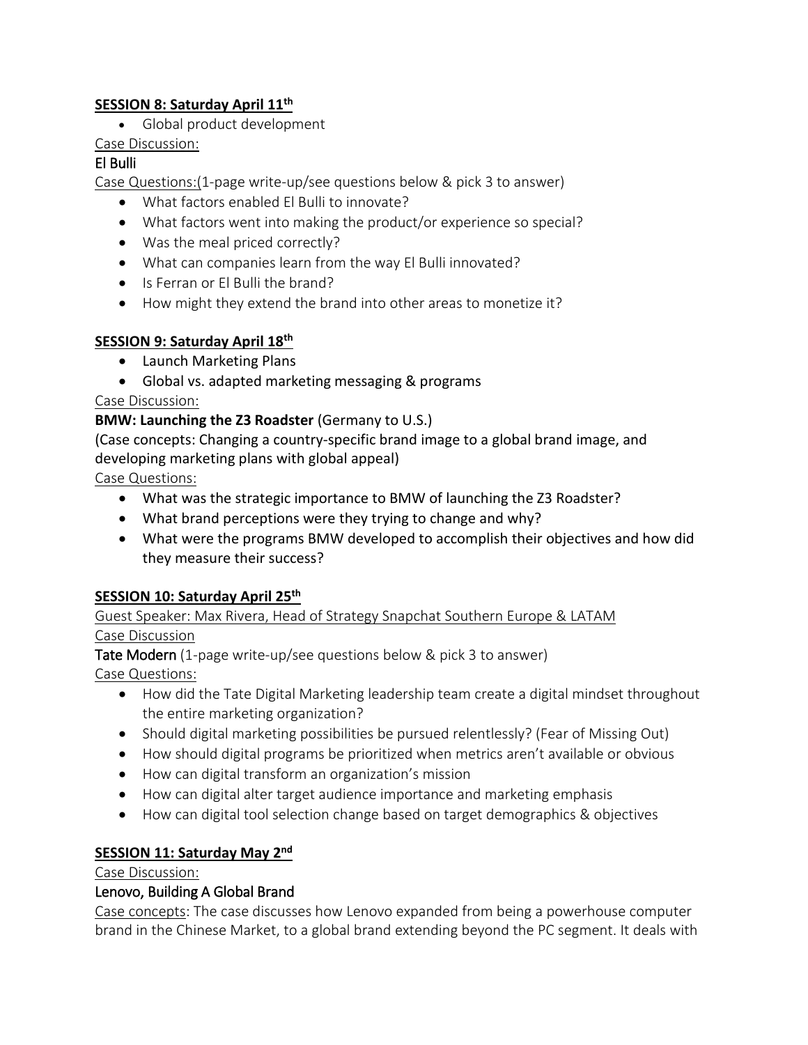**SESSION 8: Saturday April 11th**

- Global product development

Case Discussion:

El Bulli

Case Questions:(1-page write-up/see questions below & pick 3 to answer)

- What factors enabled El Bulli to innovate?
- What factors went into making the product/or experience so special?
- Was the meal priced correctly?
- What can companies learn from the way El Bulli innovated?
- Is Ferran or El Bulli the brand?
- How might they extend the brand into other areas to monetize it?

**SESSION 9: Saturday April 18th**

- Launch Marketing Plans
- Global vs. adapted marketing messaging & programs

Case Discussion:

**BMW: Launching the Z3 Roadster** (Germany to U.S.)

(Case concepts: Changing a country-specific brand image to a global brand image, and developing marketing plans with global appeal)

Case Questions:

- What was the strategic importance to BMW of launching the Z3 Roadster?
- What brand perceptions were they trying to change and why?
- What were the programs BMW developed to accomplish their objectives and how did they measure their success?

**SESSION 10: Saturday April 25th**

Guest Speaker: Max Rivera, Head of Strategy Snapchat Southern Europe & LATAM

Case Discussion

Tate Modern (1-page write-up/see questions below & pick 3 to answer)

Case Questions:

- How did the Tate Digital Marketing leadership team create a digital mindset throughout the entire marketing organization?
- Should digital marketing possibilities be pursued relentlessly? (Fear of Missing Out)
- How should digital programs be prioritized when metrics aren't available or obvious
- How can digital transform an organization's mission
- How can digital alter target audience importance and marketing emphasis
- How can digital tool selection change based on target demographics & objectives

**SESSION 11: Saturday May 2nd**

Case Discussion:

Lenovo, Building A Global Brand

Case concepts: The case discusses how Lenovo expanded from being a powerhouse computer brand in the Chinese Market, to a global brand extending beyond the PC segment. It deals with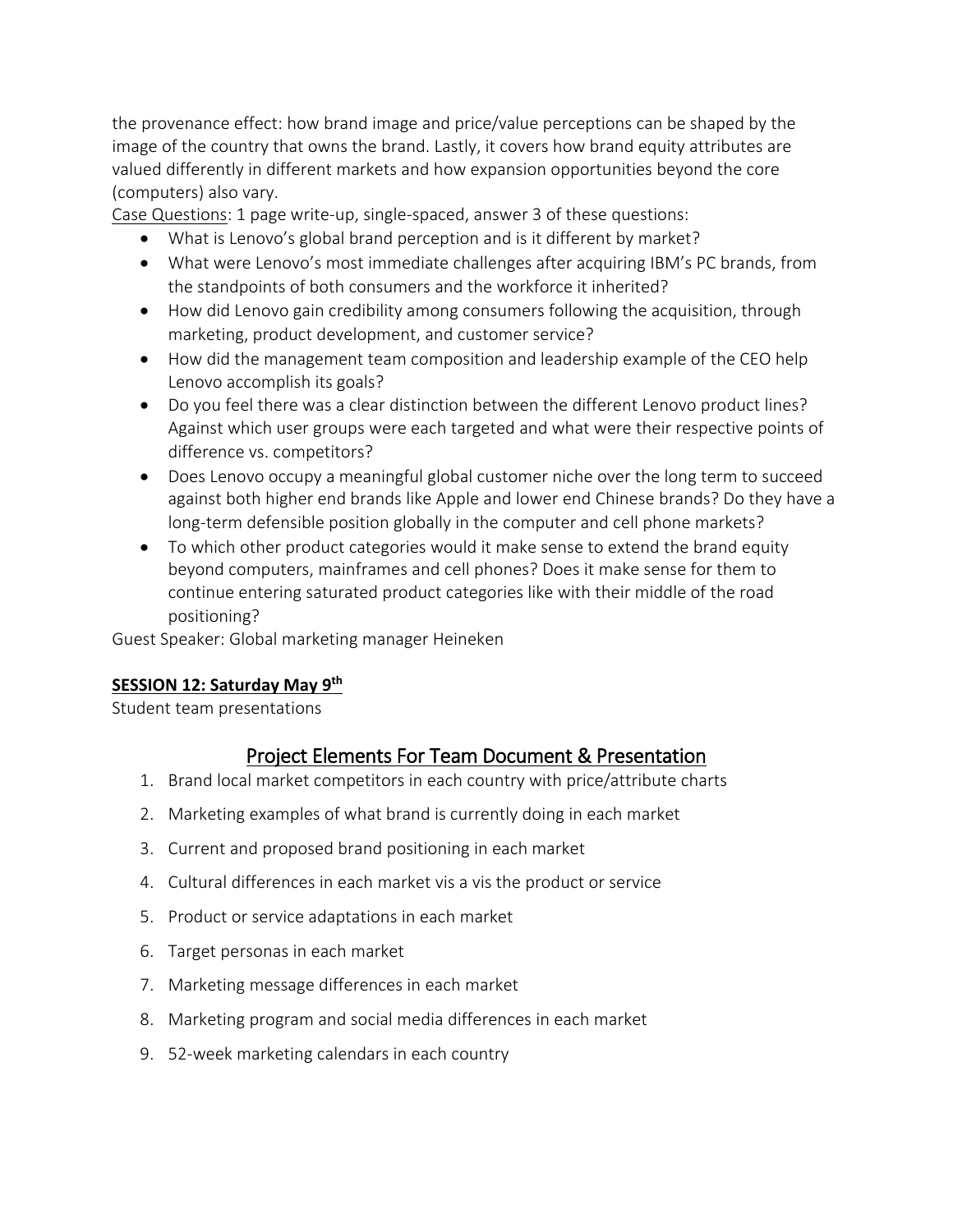the provenance effect: how brand image and price/value perceptions can be shaped by the image of the country that owns the brand. Lastly, it covers how brand equity attributes are valued differently in different markets and how expansion opportunities beyond the core (computers) also vary.

Case Questions: 1 page write-up, single-spaced, answer 3 of these questions:

- What is Lenovo's global brand perception and is it different by market?
- What were Lenovo's most immediate challenges after acquiring IBM's PC brands, from the standpoints of both consumers and the workforce it inherited?
- How did Lenovo gain credibility among consumers following the acquisition, through marketing, product development, and customer service?
- How did the management team composition and leadership example of the CEO help Lenovo accomplish its goals?
- Do you feel there was a clear distinction between the different Lenovo product lines? Against which user groups were each targeted and what were their respective points of difference vs. competitors?
- Does Lenovo occupy a meaningful global customer niche over the long term to succeed against both higher end brands like Apple and lower end Chinese brands? Do they have a long-term defensible position globally in the computer and cell phone markets?
- To which other product categories would it make sense to extend the brand equity beyond computers, mainframes and cell phones? Does it make sense for them to continue entering saturated product categories like with their middle of the road positioning?

Guest Speaker: Global marketing manager Heineken

**SESSION 12: Saturday May 9th**

Student team presentations

## Project Elements For Team Document & Presentation

1. Brand local market competitors in each country with price/attribute charts
2. Marketing examples of what brand is currently doing in each market
3. Current and proposed brand positioning in each market
4. Cultural differences in each market vis a vis the product or service
5. Product or service adaptations in each market
6. Target personas in each market
7. Marketing message differences in each market
8. Marketing program and social media differences in each market
9. 52-week marketing calendars in each country